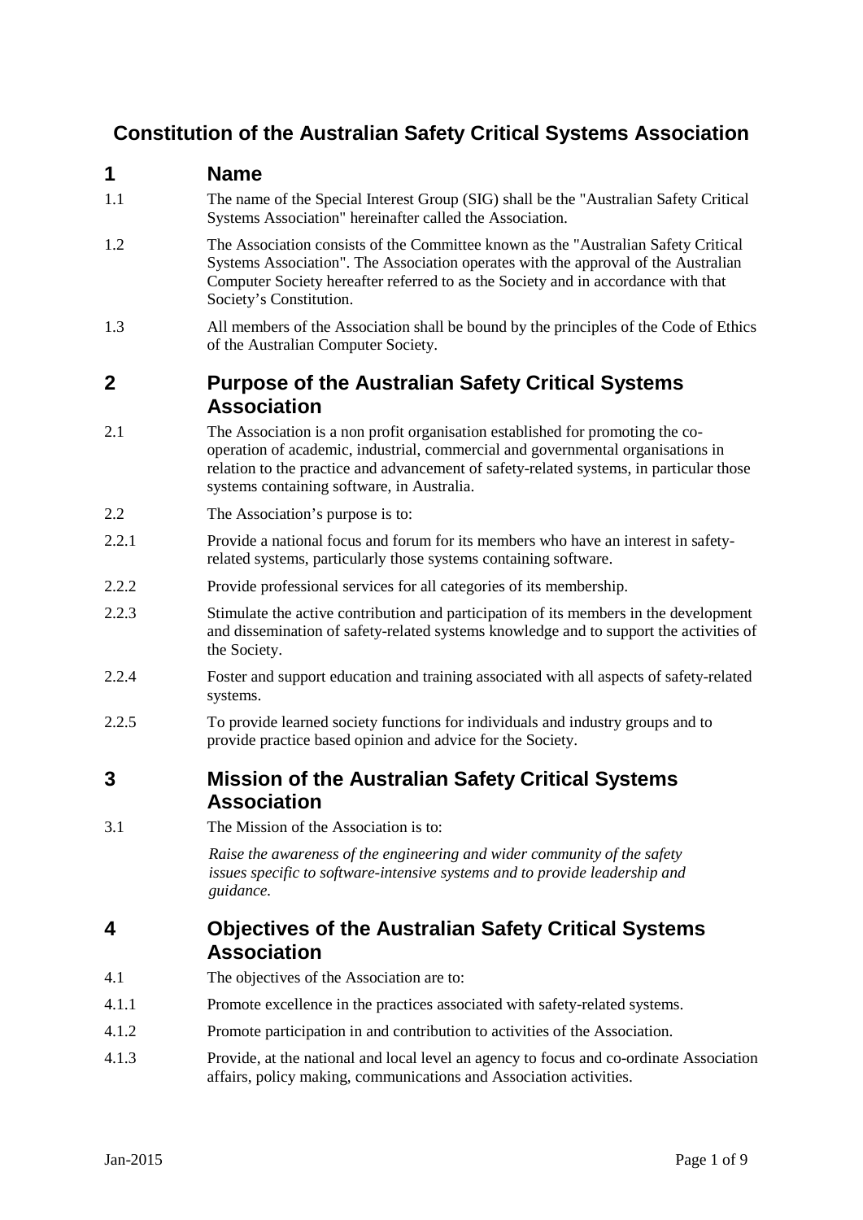# Constitution of the Australian Safety Critical Systems Association

## 1 Name

1.1 The name of the Special Interest Group (SIG) shall be the "Australian Safety Critical Systems Association" hereinafter called the Association.

1.2 The Association consists of the Committee known as the "Australian Safety Critical Systems Association". The Association operates with the approval of the Australian Computer Society hereafter referred to as the Society and in accordance with that Society's Constitution.

1.3 All members of the Association shall be bound by the principles of the Code of Ethics of the Australian Computer Society.

## 2 Purpose of the Australian Safety Critical Systems Association

2.1 The Association is a non profit organisation established for promoting the co-operation of academic, industrial, commercial and governmental organisations in relation to the practice and advancement of safety-related systems, in particular those systems containing software, in Australia.

2.2 The Association's purpose is to:

2.2.1 Provide a national focus and forum for its members who have an interest in safety-related systems, particularly those systems containing software.

2.2.2 Provide professional services for all categories of its membership.

2.2.3 Stimulate the active contribution and participation of its members in the development and dissemination of safety-related systems knowledge and to support the activities of the Society.

2.2.4 Foster and support education and training associated with all aspects of safety-related systems.

2.2.5 To provide learned society functions for individuals and industry groups and to provide practice based opinion and advice for the Society.

## 3 Mission of the Australian Safety Critical Systems Association

3.1 The Mission of the Association is to:

*Raise the awareness of the engineering and wider community of the safety issues specific to software-intensive systems and to provide leadership and guidance.*

## 4 Objectives of the Australian Safety Critical Systems Association

4.1 The objectives of the Association are to:

4.1.1 Promote excellence in the practices associated with safety-related systems.

4.1.2 Promote participation in and contribution to activities of the Association.

4.1.3 Provide, at the national and local level an agency to focus and co-ordinate Association affairs, policy making, communications and Association activities.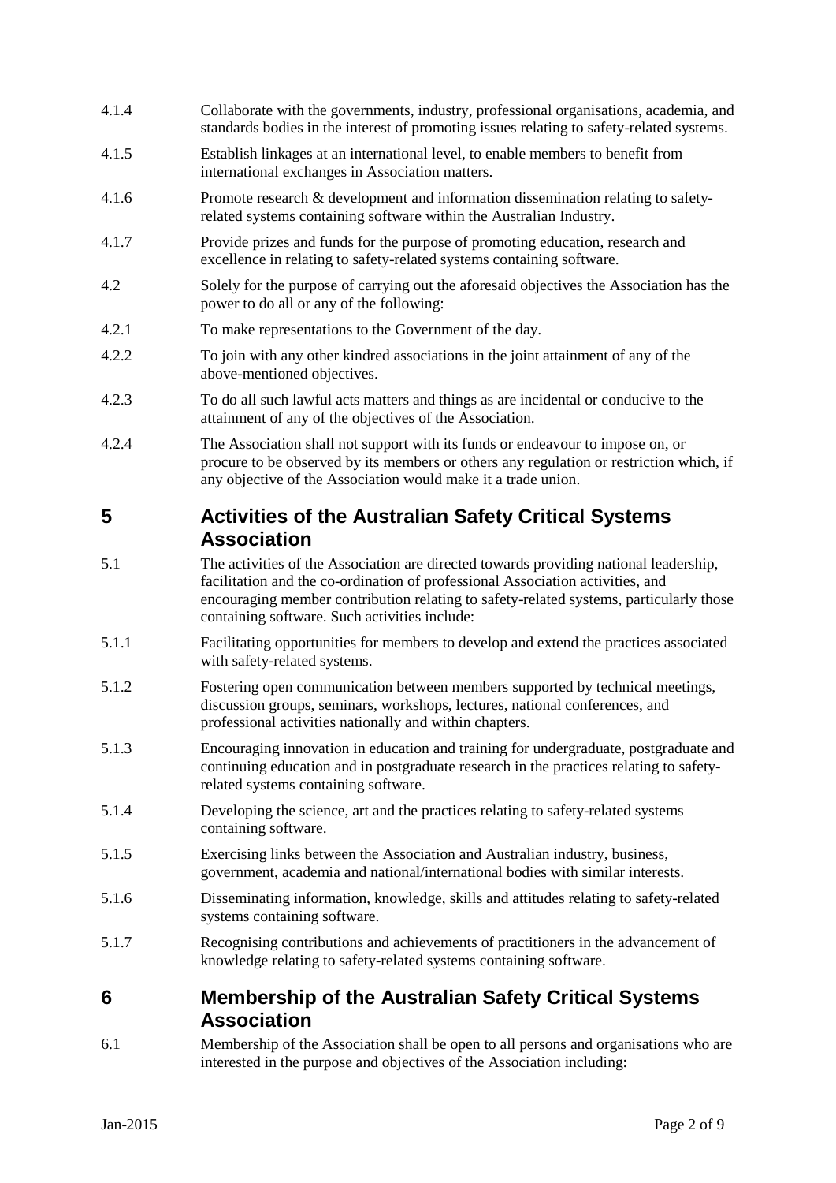4.1.4 Collaborate with the governments, industry, professional organisations, academia, and standards bodies in the interest of promoting issues relating to safety-related systems.

4.1.5 Establish linkages at an international level, to enable members to benefit from international exchanges in Association matters.

4.1.6 Promote research & development and information dissemination relating to safety-related systems containing software within the Australian Industry.

4.1.7 Provide prizes and funds for the purpose of promoting education, research and excellence in relating to safety-related systems containing software.

4.2 Solely for the purpose of carrying out the aforesaid objectives the Association has the power to do all or any of the following:

4.2.1 To make representations to the Government of the day.

4.2.2 To join with any other kindred associations in the joint attainment of any of the above-mentioned objectives.

4.2.3 To do all such lawful acts matters and things as are incidental or conducive to the attainment of any of the objectives of the Association.

4.2.4 The Association shall not support with its funds or endeavour to impose on, or procure to be observed by its members or others any regulation or restriction which, if any objective of the Association would make it a trade union.

# 5 Activities of the Australian Safety Critical Systems Association

5.1 The activities of the Association are directed towards providing national leadership, facilitation and the co-ordination of professional Association activities, and encouraging member contribution relating to safety-related systems, particularly those containing software. Such activities include:

5.1.1 Facilitating opportunities for members to develop and extend the practices associated with safety-related systems.

5.1.2 Fostering open communication between members supported by technical meetings, discussion groups, seminars, workshops, lectures, national conferences, and professional activities nationally and within chapters.

5.1.3 Encouraging innovation in education and training for undergraduate, postgraduate and continuing education and in postgraduate research in the practices relating to safety-related systems containing software.

5.1.4 Developing the science, art and the practices relating to safety-related systems containing software.

5.1.5 Exercising links between the Association and Australian industry, business, government, academia and national/international bodies with similar interests.

5.1.6 Disseminating information, knowledge, skills and attitudes relating to safety-related systems containing software.

5.1.7 Recognising contributions and achievements of practitioners in the advancement of knowledge relating to safety-related systems containing software.

# 6 Membership of the Australian Safety Critical Systems Association

6.1 Membership of the Association shall be open to all persons and organisations who are interested in the purpose and objectives of the Association including: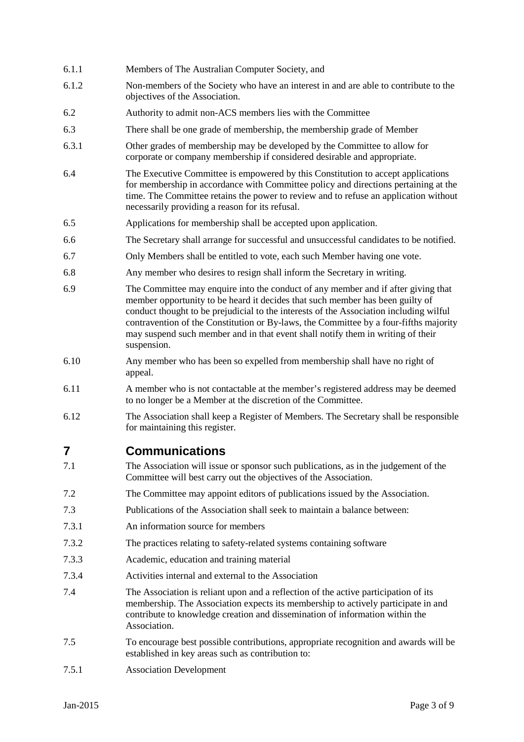6.1.1 Members of The Australian Computer Society, and

6.1.2 Non-members of the Society who have an interest in and are able to contribute to the objectives of the Association.

6.2 Authority to admit non-ACS members lies with the Committee

6.3 There shall be one grade of membership, the membership grade of Member

6.3.1 Other grades of membership may be developed by the Committee to allow for corporate or company membership if considered desirable and appropriate.

6.4 The Executive Committee is empowered by this Constitution to accept applications for membership in accordance with Committee policy and directions pertaining at the time. The Committee retains the power to review and to refuse an application without necessarily providing a reason for its refusal.

6.5 Applications for membership shall be accepted upon application.

6.6 The Secretary shall arrange for successful and unsuccessful candidates to be notified.

6.7 Only Members shall be entitled to vote, each such Member having one vote.

6.8 Any member who desires to resign shall inform the Secretary in writing.

6.9 The Committee may enquire into the conduct of any member and if after giving that member opportunity to be heard it decides that such member has been guilty of conduct thought to be prejudicial to the interests of the Association including wilful contravention of the Constitution or By-laws, the Committee by a four-fifths majority may suspend such member and in that event shall notify them in writing of their suspension.

6.10 Any member who has been so expelled from membership shall have no right of appeal.

6.11 A member who is not contactable at the member's registered address may be deemed to no longer be a Member at the discretion of the Committee.

6.12 The Association shall keep a Register of Members. The Secretary shall be responsible for maintaining this register.

# 7 Communications

7.1 The Association will issue or sponsor such publications, as in the judgement of the Committee will best carry out the objectives of the Association.

7.2 The Committee may appoint editors of publications issued by the Association.

7.3 Publications of the Association shall seek to maintain a balance between:

7.3.1 An information source for members

7.3.2 The practices relating to safety-related systems containing software

7.3.3 Academic, education and training material

7.3.4 Activities internal and external to the Association

7.4 The Association is reliant upon and a reflection of the active participation of its membership. The Association expects its membership to actively participate in and contribute to knowledge creation and dissemination of information within the Association.

7.5 To encourage best possible contributions, appropriate recognition and awards will be established in key areas such as contribution to:

7.5.1 Association Development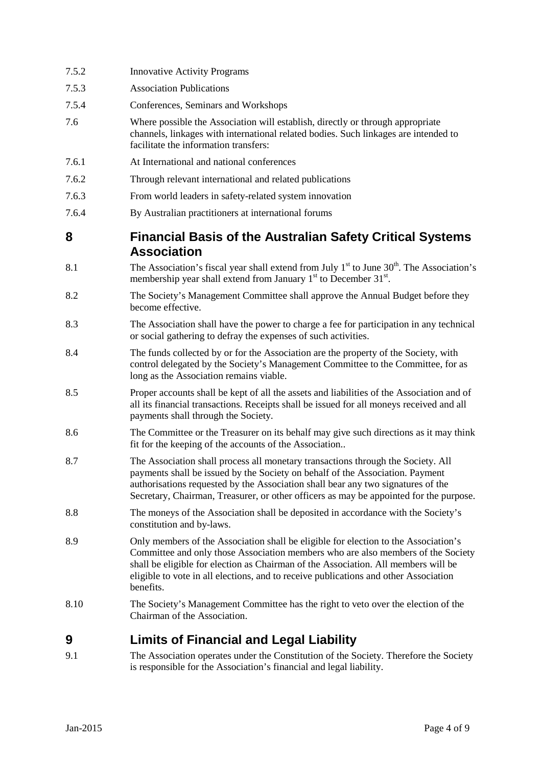7.5.2 Innovative Activity Programs

7.5.3 Association Publications

7.5.4 Conferences, Seminars and Workshops

7.6 Where possible the Association will establish, directly or through appropriate channels, linkages with international related bodies. Such linkages are intended to facilitate the information transfers:

7.6.1 At International and national conferences

7.6.2 Through relevant international and related publications

7.6.3 From world leaders in safety-related system innovation

7.6.4 By Australian practitioners at international forums

## 8 Financial Basis of the Australian Safety Critical Systems Association

8.1 The Association's fiscal year shall extend from July 1st to June 30th. The Association's membership year shall extend from January 1st to December 31st.

8.2 The Society's Management Committee shall approve the Annual Budget before they become effective.

8.3 The Association shall have the power to charge a fee for participation in any technical or social gathering to defray the expenses of such activities.

8.4 The funds collected by or for the Association are the property of the Society, with control delegated by the Society's Management Committee to the Committee, for as long as the Association remains viable.

8.5 Proper accounts shall be kept of all the assets and liabilities of the Association and of all its financial transactions. Receipts shall be issued for all moneys received and all payments shall through the Society.

8.6 The Committee or the Treasurer on its behalf may give such directions as it may think fit for the keeping of the accounts of the Association..

8.7 The Association shall process all monetary transactions through the Society. All payments shall be issued by the Society on behalf of the Association. Payment authorisations requested by the Association shall bear any two signatures of the Secretary, Chairman, Treasurer, or other officers as may be appointed for the purpose.

8.8 The moneys of the Association shall be deposited in accordance with the Society's constitution and by-laws.

8.9 Only members of the Association shall be eligible for election to the Association's Committee and only those Association members who are also members of the Society shall be eligible for election as Chairman of the Association. All members will be eligible to vote in all elections, and to receive publications and other Association benefits.

8.10 The Society's Management Committee has the right to veto over the election of the Chairman of the Association.

## 9 Limits of Financial and Legal Liability

9.1 The Association operates under the Constitution of the Society. Therefore the Society is responsible for the Association's financial and legal liability.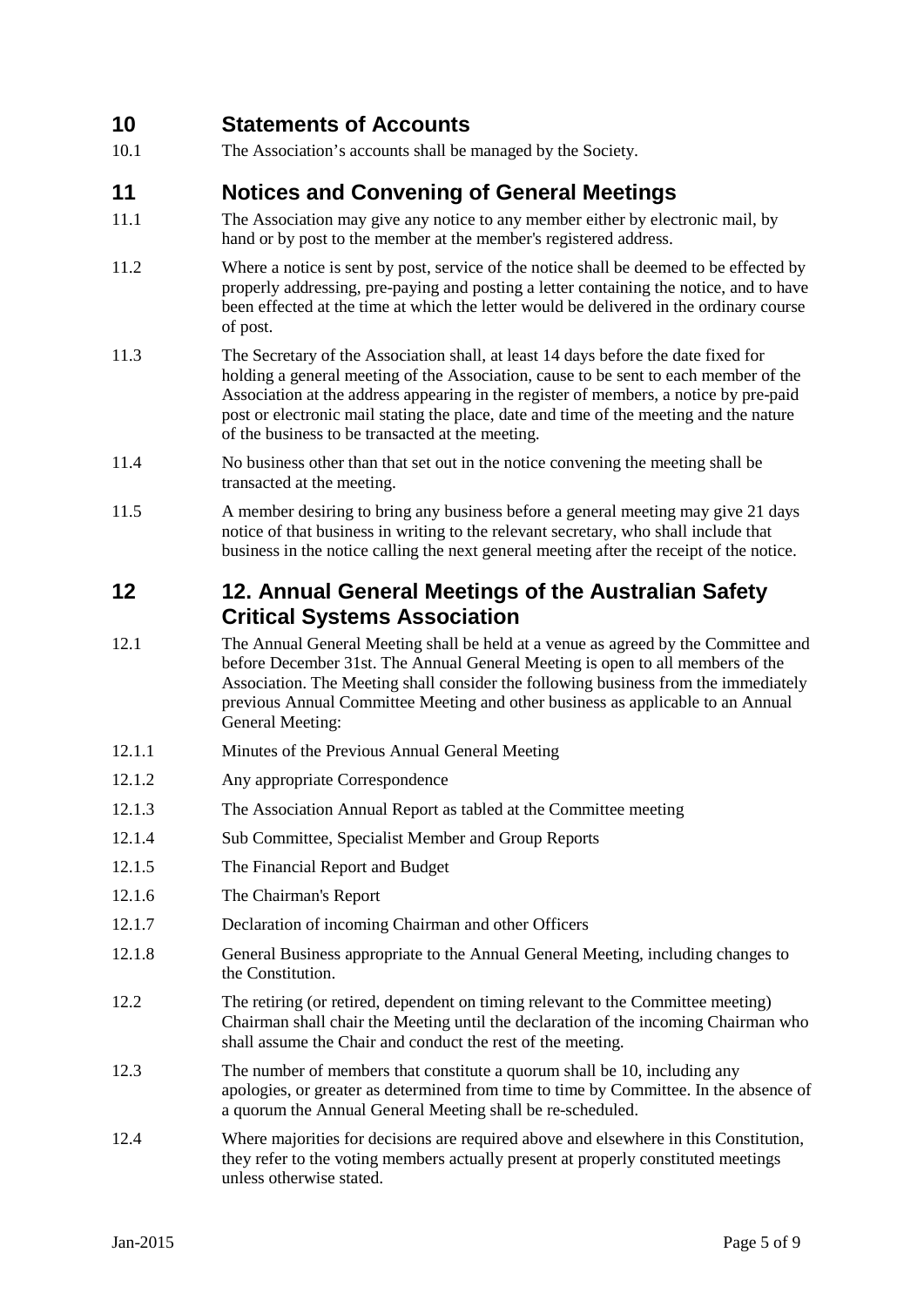## 10 Statements of Accounts

10.1 The Association's accounts shall be managed by the Society.

## 11 Notices and Convening of General Meetings

11.1 The Association may give any notice to any member either by electronic mail, by hand or by post to the member at the member's registered address.

11.2 Where a notice is sent by post, service of the notice shall be deemed to be effected by properly addressing, pre-paying and posting a letter containing the notice, and to have been effected at the time at which the letter would be delivered in the ordinary course of post.

11.3 The Secretary of the Association shall, at least 14 days before the date fixed for holding a general meeting of the Association, cause to be sent to each member of the Association at the address appearing in the register of members, a notice by pre-paid post or electronic mail stating the place, date and time of the meeting and the nature of the business to be transacted at the meeting.

11.4 No business other than that set out in the notice convening the meeting shall be transacted at the meeting.

11.5 A member desiring to bring any business before a general meeting may give 21 days notice of that business in writing to the relevant secretary, who shall include that business in the notice calling the next general meeting after the receipt of the notice.

## 12 12. Annual General Meetings of the Australian Safety Critical Systems Association

12.1 The Annual General Meeting shall be held at a venue as agreed by the Committee and before December 31st. The Annual General Meeting is open to all members of the Association. The Meeting shall consider the following business from the immediately previous Annual Committee Meeting and other business as applicable to an Annual General Meeting:

12.1.1 Minutes of the Previous Annual General Meeting

12.1.2 Any appropriate Correspondence

12.1.3 The Association Annual Report as tabled at the Committee meeting

12.1.4 Sub Committee, Specialist Member and Group Reports

12.1.5 The Financial Report and Budget

12.1.6 The Chairman's Report

12.1.7 Declaration of incoming Chairman and other Officers

12.1.8 General Business appropriate to the Annual General Meeting, including changes to the Constitution.

12.2 The retiring (or retired, dependent on timing relevant to the Committee meeting) Chairman shall chair the Meeting until the declaration of the incoming Chairman who shall assume the Chair and conduct the rest of the meeting.

12.3 The number of members that constitute a quorum shall be 10, including any apologies, or greater as determined from time to time by Committee. In the absence of a quorum the Annual General Meeting shall be re-scheduled.

12.4 Where majorities for decisions are required above and elsewhere in this Constitution, they refer to the voting members actually present at properly constituted meetings unless otherwise stated.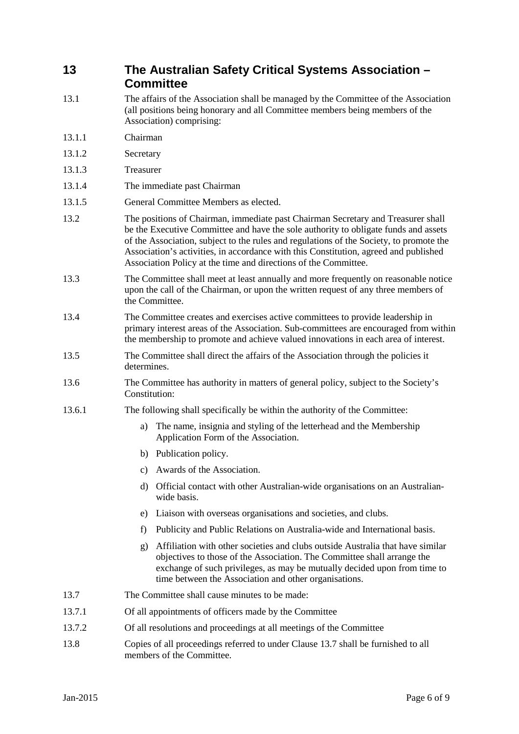# 13 The Australian Safety Critical Systems Association – Committee

13.1 The affairs of the Association shall be managed by the Committee of the Association (all positions being honorary and all Committee members being members of the Association) comprising:

13.1.1 Chairman

13.1.2 Secretary

13.1.3 Treasurer

13.1.4 The immediate past Chairman

13.1.5 General Committee Members as elected.

13.2 The positions of Chairman, immediate past Chairman Secretary and Treasurer shall be the Executive Committee and have the sole authority to obligate funds and assets of the Association, subject to the rules and regulations of the Society, to promote the Association's activities, in accordance with this Constitution, agreed and published Association Policy at the time and directions of the Committee.

13.3 The Committee shall meet at least annually and more frequently on reasonable notice upon the call of the Chairman, or upon the written request of any three members of the Committee.

13.4 The Committee creates and exercises active committees to provide leadership in primary interest areas of the Association. Sub-committees are encouraged from within the membership to promote and achieve valued innovations in each area of interest.

13.5 The Committee shall direct the affairs of the Association through the policies it determines.

13.6 The Committee has authority in matters of general policy, subject to the Society's Constitution:

13.6.1 The following shall specifically be within the authority of the Committee:

a) The name, insignia and styling of the letterhead and the Membership Application Form of the Association.

b) Publication policy.

c) Awards of the Association.

d) Official contact with other Australian-wide organisations on an Australian-wide basis.

e) Liaison with overseas organisations and societies, and clubs.

f) Publicity and Public Relations on Australia-wide and International basis.

g) Affiliation with other societies and clubs outside Australia that have similar objectives to those of the Association. The Committee shall arrange the exchange of such privileges, as may be mutually decided upon from time to time between the Association and other organisations.

13.7 The Committee shall cause minutes to be made:

13.7.1 Of all appointments of officers made by the Committee

13.7.2 Of all resolutions and proceedings at all meetings of the Committee

13.8 Copies of all proceedings referred to under Clause 13.7 shall be furnished to all members of the Committee.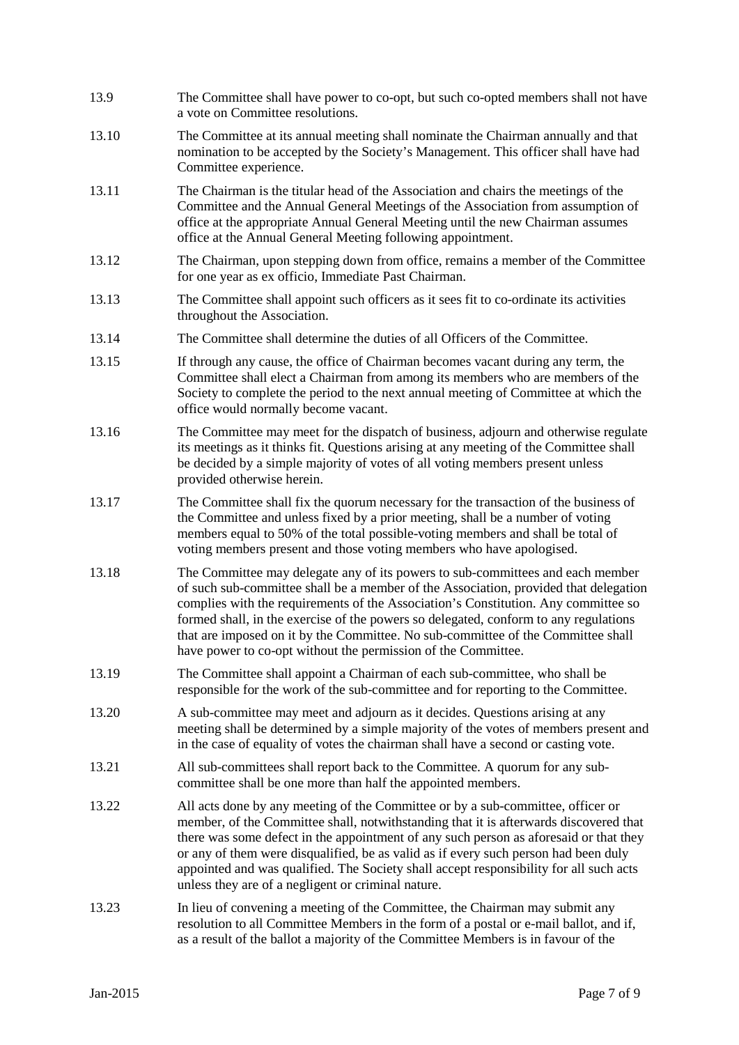13.9 The Committee shall have power to co-opt, but such co-opted members shall not have a vote on Committee resolutions.

13.10 The Committee at its annual meeting shall nominate the Chairman annually and that nomination to be accepted by the Society's Management. This officer shall have had Committee experience.

13.11 The Chairman is the titular head of the Association and chairs the meetings of the Committee and the Annual General Meetings of the Association from assumption of office at the appropriate Annual General Meeting until the new Chairman assumes office at the Annual General Meeting following appointment.

13.12 The Chairman, upon stepping down from office, remains a member of the Committee for one year as ex officio, Immediate Past Chairman.

13.13 The Committee shall appoint such officers as it sees fit to co-ordinate its activities throughout the Association.

13.14 The Committee shall determine the duties of all Officers of the Committee.

13.15 If through any cause, the office of Chairman becomes vacant during any term, the Committee shall elect a Chairman from among its members who are members of the Society to complete the period to the next annual meeting of Committee at which the office would normally become vacant.

13.16 The Committee may meet for the dispatch of business, adjourn and otherwise regulate its meetings as it thinks fit. Questions arising at any meeting of the Committee shall be decided by a simple majority of votes of all voting members present unless provided otherwise herein.

13.17 The Committee shall fix the quorum necessary for the transaction of the business of the Committee and unless fixed by a prior meeting, shall be a number of voting members equal to 50% of the total possible-voting members and shall be total of voting members present and those voting members who have apologised.

13.18 The Committee may delegate any of its powers to sub-committees and each member of such sub-committee shall be a member of the Association, provided that delegation complies with the requirements of the Association's Constitution. Any committee so formed shall, in the exercise of the powers so delegated, conform to any regulations that are imposed on it by the Committee. No sub-committee of the Committee shall have power to co-opt without the permission of the Committee.

13.19 The Committee shall appoint a Chairman of each sub-committee, who shall be responsible for the work of the sub-committee and for reporting to the Committee.

13.20 A sub-committee may meet and adjourn as it decides. Questions arising at any meeting shall be determined by a simple majority of the votes of members present and in the case of equality of votes the chairman shall have a second or casting vote.

13.21 All sub-committees shall report back to the Committee. A quorum for any sub-committee shall be one more than half the appointed members.

13.22 All acts done by any meeting of the Committee or by a sub-committee, officer or member, of the Committee shall, notwithstanding that it is afterwards discovered that there was some defect in the appointment of any such person as aforesaid or that they or any of them were disqualified, be as valid as if every such person had been duly appointed and was qualified. The Society shall accept responsibility for all such acts unless they are of a negligent or criminal nature.

13.23 In lieu of convening a meeting of the Committee, the Chairman may submit any resolution to all Committee Members in the form of a postal or e-mail ballot, and if, as a result of the ballot a majority of the Committee Members is in favour of the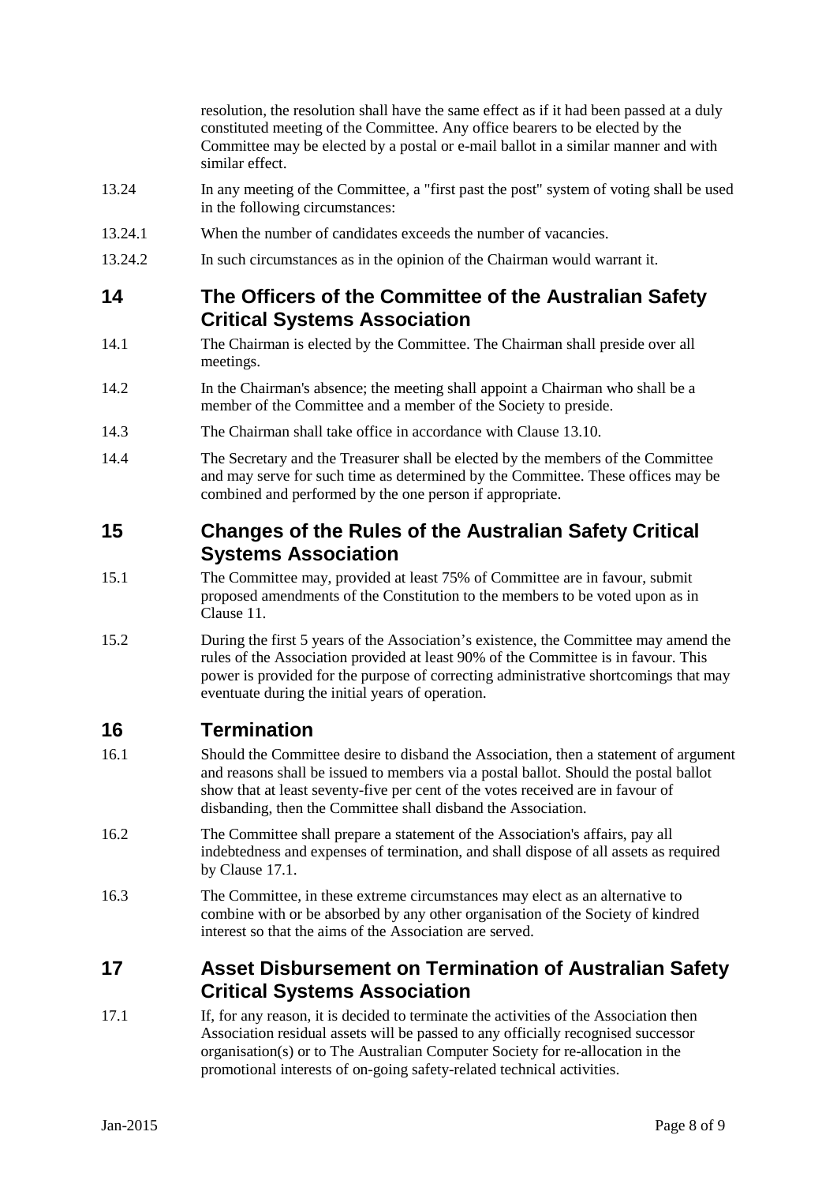resolution, the resolution shall have the same effect as if it had been passed at a duly constituted meeting of the Committee. Any office bearers to be elected by the Committee may be elected by a postal or e-mail ballot in a similar manner and with similar effect.

13.24 In any meeting of the Committee, a "first past the post" system of voting shall be used in the following circumstances:

13.24.1 When the number of candidates exceeds the number of vacancies.

13.24.2 In such circumstances as in the opinion of the Chairman would warrant it.

## 14 The Officers of the Committee of the Australian Safety Critical Systems Association

14.1 The Chairman is elected by the Committee. The Chairman shall preside over all meetings.

14.2 In the Chairman's absence; the meeting shall appoint a Chairman who shall be a member of the Committee and a member of the Society to preside.

14.3 The Chairman shall take office in accordance with Clause 13.10.

14.4 The Secretary and the Treasurer shall be elected by the members of the Committee and may serve for such time as determined by the Committee. These offices may be combined and performed by the one person if appropriate.

## 15 Changes of the Rules of the Australian Safety Critical Systems Association

15.1 The Committee may, provided at least 75% of Committee are in favour, submit proposed amendments of the Constitution to the members to be voted upon as in Clause 11.

15.2 During the first 5 years of the Association's existence, the Committee may amend the rules of the Association provided at least 90% of the Committee is in favour. This power is provided for the purpose of correcting administrative shortcomings that may eventuate during the initial years of operation.

## 16 Termination

16.1 Should the Committee desire to disband the Association, then a statement of argument and reasons shall be issued to members via a postal ballot. Should the postal ballot show that at least seventy-five per cent of the votes received are in favour of disbanding, then the Committee shall disband the Association.

16.2 The Committee shall prepare a statement of the Association's affairs, pay all indebtedness and expenses of termination, and shall dispose of all assets as required by Clause 17.1.

16.3 The Committee, in these extreme circumstances may elect as an alternative to combine with or be absorbed by any other organisation of the Society of kindred interest so that the aims of the Association are served.

## 17 Asset Disbursement on Termination of Australian Safety Critical Systems Association

17.1 If, for any reason, it is decided to terminate the activities of the Association then Association residual assets will be passed to any officially recognised successor organisation(s) or to The Australian Computer Society for re-allocation in the promotional interests of on-going safety-related technical activities.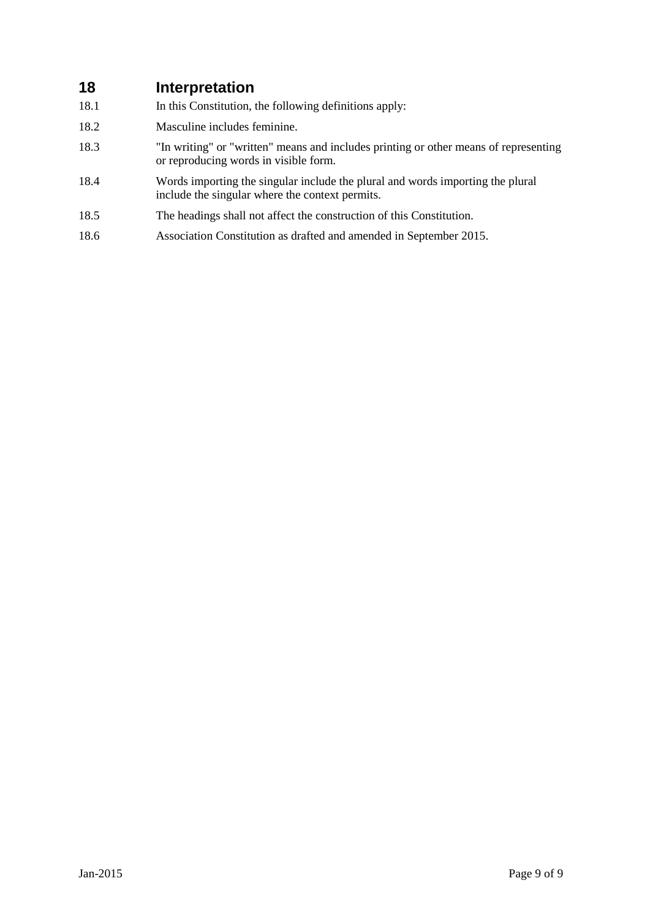## 18 Interpretation

18.1 In this Constitution, the following definitions apply:

18.2 Masculine includes feminine.

18.3 "In writing" or "written" means and includes printing or other means of representing or reproducing words in visible form.

18.4 Words importing the singular include the plural and words importing the plural include the singular where the context permits.

18.5 The headings shall not affect the construction of this Constitution.

18.6 Association Constitution as drafted and amended in September 2015.